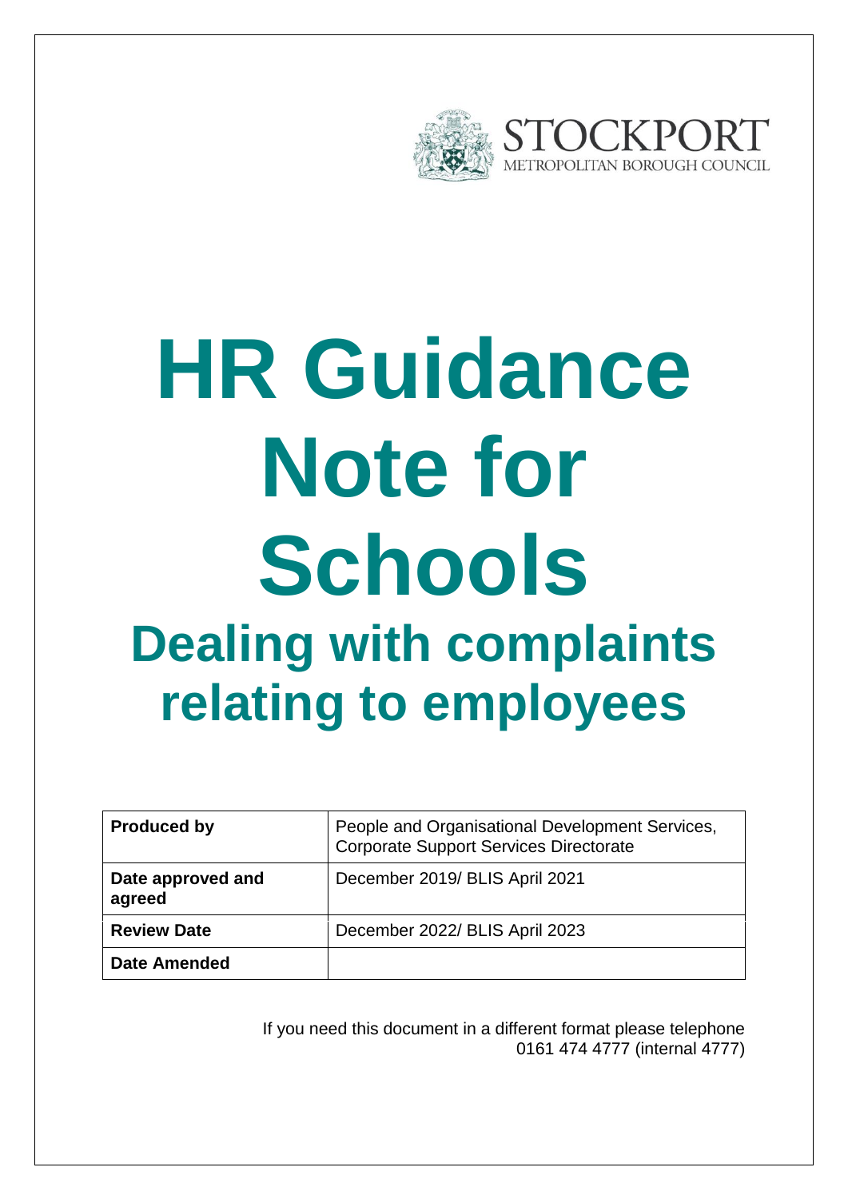STOCKPORT
METROPOLITAN BOROUGH COUNCIL

# HR Guidance Note for Schools

## Dealing with complaints relating to employees

| **Produced by** | People and Organisational Development Services, Corporate Support Services Directorate |
|---|---|
| **Date approved and agreed** | December 2019/ BLIS April 2021 |
| **Review Date** | December 2022/ BLIS April 2023 |
| **Date Amended** | |

If you need this document in a different format please telephone 0161 474 4777 (internal 4777)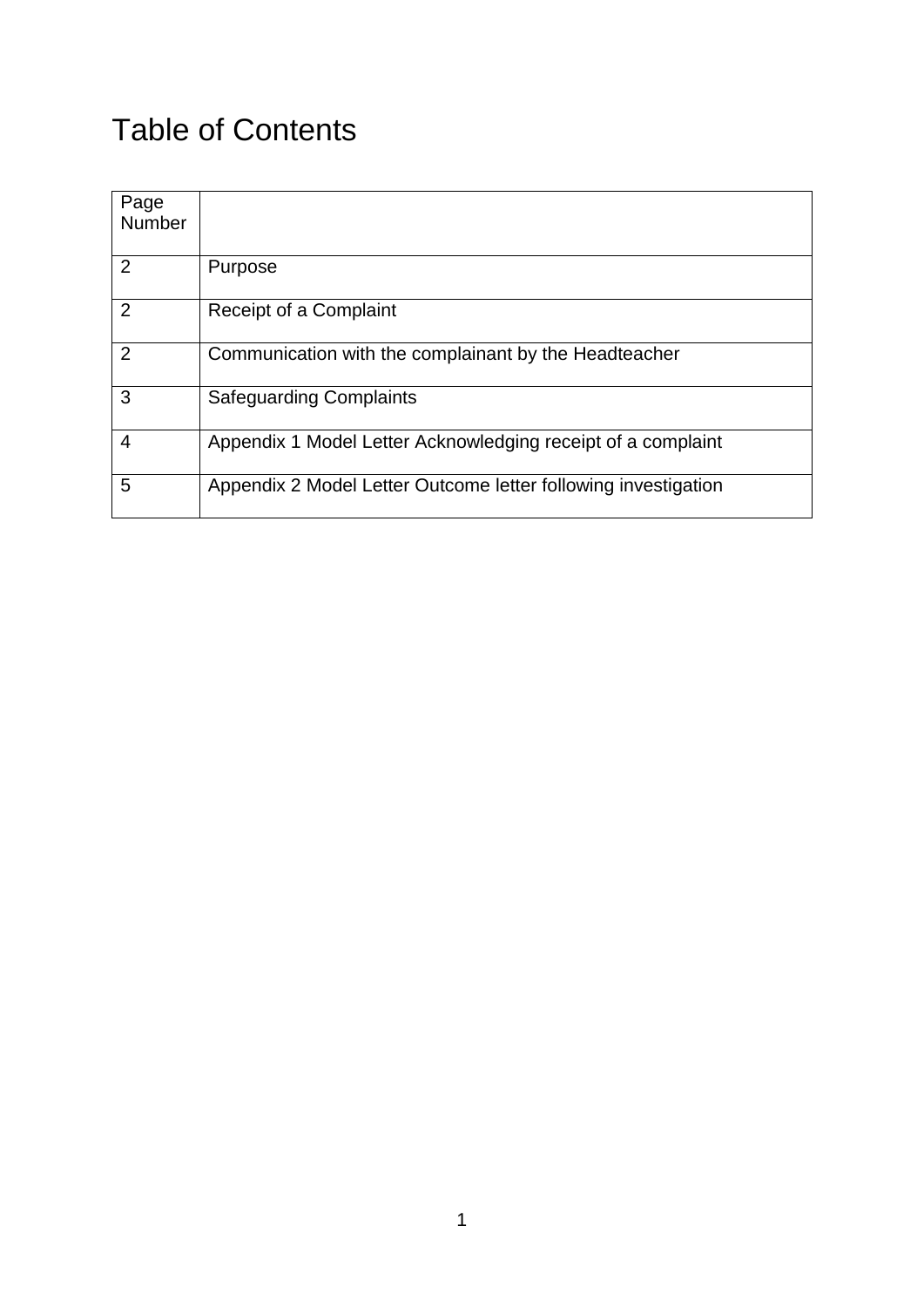# Table of Contents

| Page Number | |
|---|---|
| 2 | Purpose |
| 2 | Receipt of a Complaint |
| 2 | Communication with the complainant by the Headteacher |
| 3 | Safeguarding Complaints |
| 4 | Appendix 1 Model Letter Acknowledging receipt of a complaint |
| 5 | Appendix 2 Model Letter Outcome letter following investigation |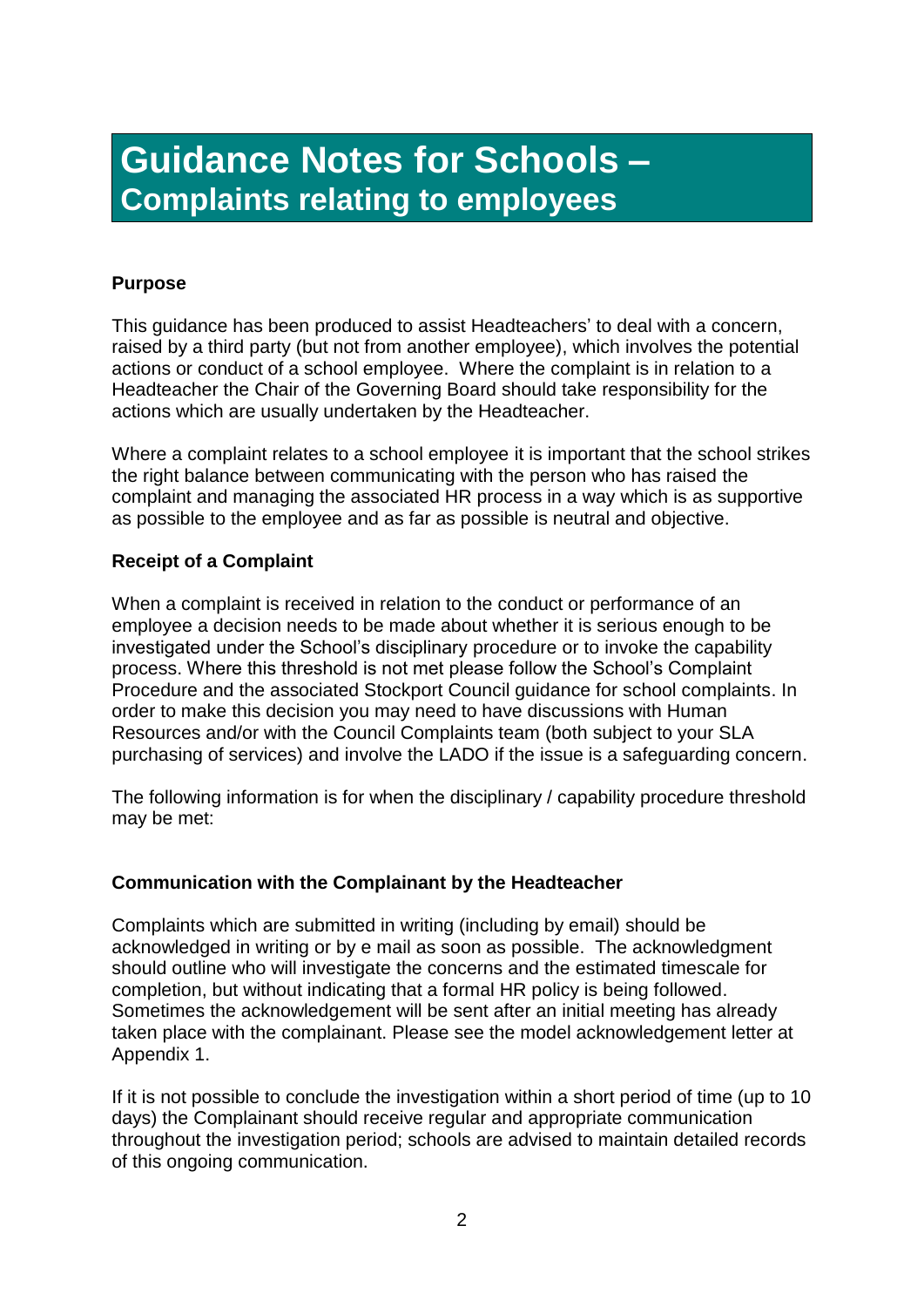# Guidance Notes for Schools –
## Complaints relating to employees

**Purpose**

This guidance has been produced to assist Headteachers' to deal with a concern, raised by a third party (but not from another employee), which involves the potential actions or conduct of a school employee. Where the complaint is in relation to a Headteacher the Chair of the Governing Board should take responsibility for the actions which are usually undertaken by the Headteacher.

Where a complaint relates to a school employee it is important that the school strikes the right balance between communicating with the person who has raised the complaint and managing the associated HR process in a way which is as supportive as possible to the employee and as far as possible is neutral and objective.

**Receipt of a Complaint**

When a complaint is received in relation to the conduct or performance of an employee a decision needs to be made about whether it is serious enough to be investigated under the School's disciplinary procedure or to invoke the capability process. Where this threshold is not met please follow the School's Complaint Procedure and the associated Stockport Council guidance for school complaints. In order to make this decision you may need to have discussions with Human Resources and/or with the Council Complaints team (both subject to your SLA purchasing of services) and involve the LADO if the issue is a safeguarding concern.

The following information is for when the disciplinary / capability procedure threshold may be met:

**Communication with the Complainant by the Headteacher**

Complaints which are submitted in writing (including by email) should be acknowledged in writing or by e mail as soon as possible. The acknowledgment should outline who will investigate the concerns and the estimated timescale for completion, but without indicating that a formal HR policy is being followed. Sometimes the acknowledgement will be sent after an initial meeting has already taken place with the complainant. Please see the model acknowledgement letter at Appendix 1.

If it is not possible to conclude the investigation within a short period of time (up to 10 days) the Complainant should receive regular and appropriate communication throughout the investigation period; schools are advised to maintain detailed records of this ongoing communication.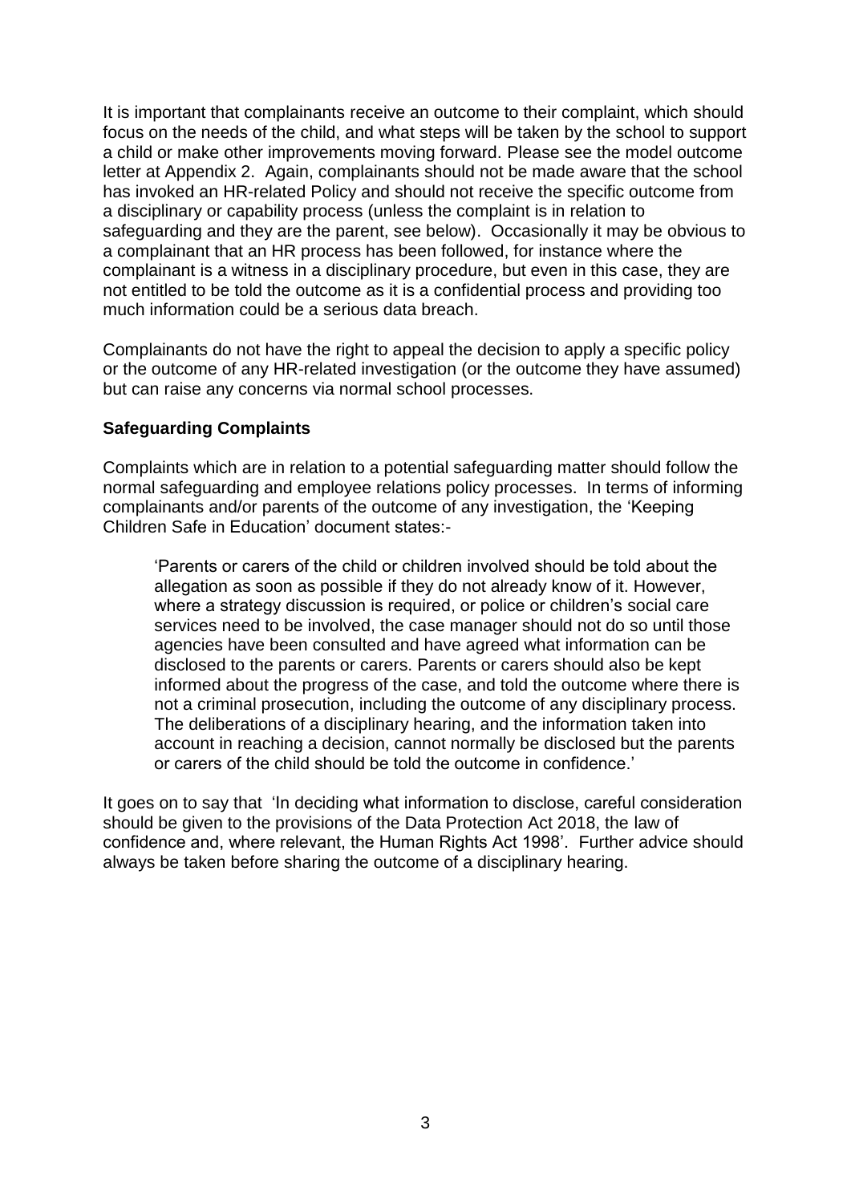It is important that complainants receive an outcome to their complaint, which should focus on the needs of the child, and what steps will be taken by the school to support a child or make other improvements moving forward. Please see the model outcome letter at Appendix 2. Again, complainants should not be made aware that the school has invoked an HR-related Policy and should not receive the specific outcome from a disciplinary or capability process (unless the complaint is in relation to safeguarding and they are the parent, see below). Occasionally it may be obvious to a complainant that an HR process has been followed, for instance where the complainant is a witness in a disciplinary procedure, but even in this case, they are not entitled to be told the outcome as it is a confidential process and providing too much information could be a serious data breach.

Complainants do not have the right to appeal the decision to apply a specific policy or the outcome of any HR-related investigation (or the outcome they have assumed) but can raise any concerns via normal school processes.

**Safeguarding Complaints**

Complaints which are in relation to a potential safeguarding matter should follow the normal safeguarding and employee relations policy processes. In terms of informing complainants and/or parents of the outcome of any investigation, the 'Keeping Children Safe in Education' document states:-

> 'Parents or carers of the child or children involved should be told about the allegation as soon as possible if they do not already know of it. However, where a strategy discussion is required, or police or children's social care services need to be involved, the case manager should not do so until those agencies have been consulted and have agreed what information can be disclosed to the parents or carers. Parents or carers should also be kept informed about the progress of the case, and told the outcome where there is not a criminal prosecution, including the outcome of any disciplinary process. The deliberations of a disciplinary hearing, and the information taken into account in reaching a decision, cannot normally be disclosed but the parents or carers of the child should be told the outcome in confidence.'

It goes on to say that 'In deciding what information to disclose, careful consideration should be given to the provisions of the Data Protection Act 2018, the law of confidence and, where relevant, the Human Rights Act 1998'. Further advice should always be taken before sharing the outcome of a disciplinary hearing.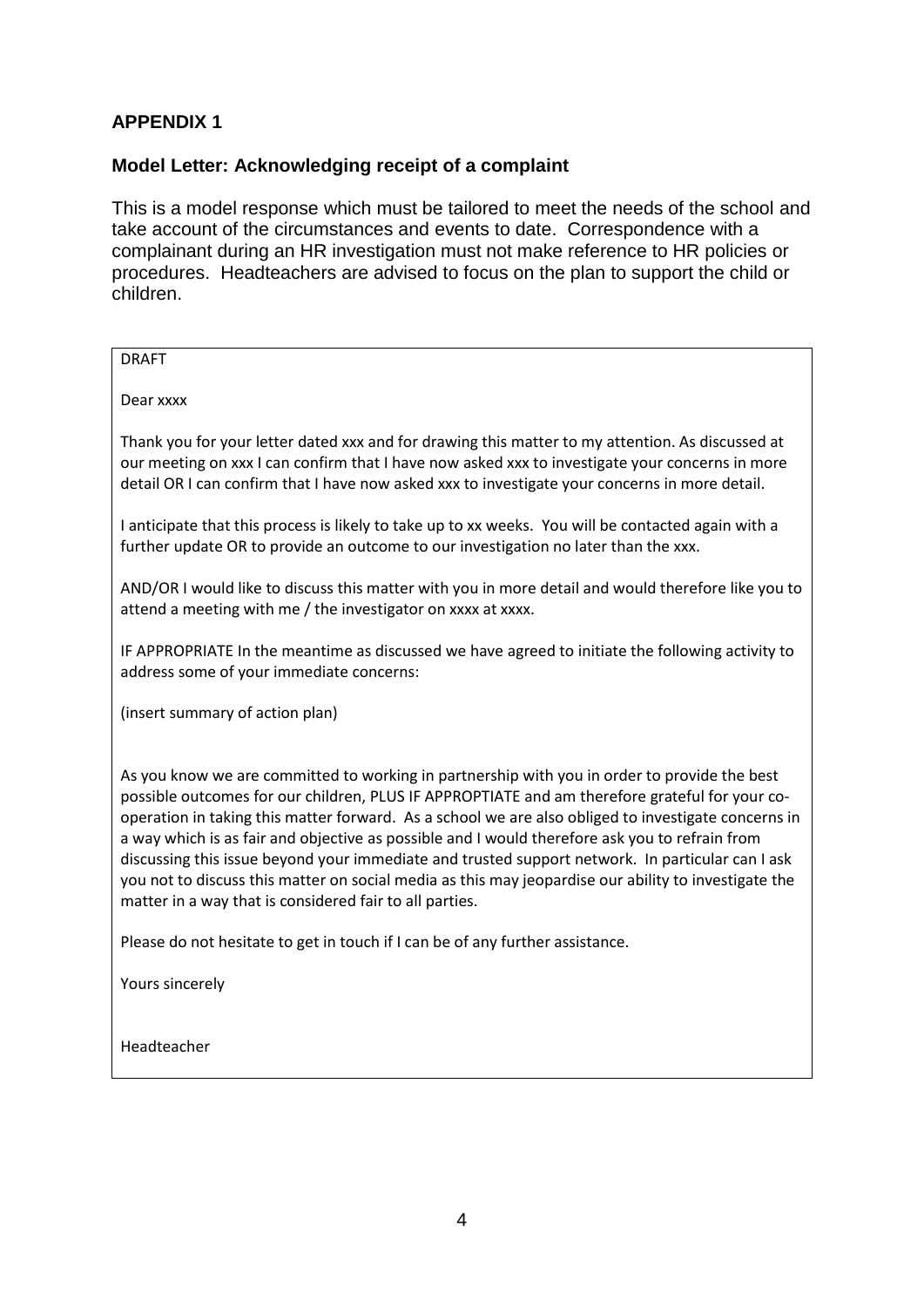## APPENDIX 1

### Model Letter: Acknowledging receipt of a complaint

This is a model response which must be tailored to meet the needs of the school and take account of the circumstances and events to date. Correspondence with a complainant during an HR investigation must not make reference to HR policies or procedures. Headteachers are advised to focus on the plan to support the child or children.

---

DRAFT

Dear xxxx

Thank you for your letter dated xxx and for drawing this matter to my attention. As discussed at our meeting on xxx I can confirm that I have now asked xxx to investigate your concerns in more detail OR I can confirm that I have now asked xxx to investigate your concerns in more detail.

I anticipate that this process is likely to take up to xx weeks. You will be contacted again with a further update OR to provide an outcome to our investigation no later than the xxx.

AND/OR I would like to discuss this matter with you in more detail and would therefore like you to attend a meeting with me / the investigator on xxxx at xxxx.

IF APPROPRIATE In the meantime as discussed we have agreed to initiate the following activity to address some of your immediate concerns:

(insert summary of action plan)

As you know we are committed to working in partnership with you in order to provide the best possible outcomes for our children, PLUS IF APPROPTIATE and am therefore grateful for your co-operation in taking this matter forward. As a school we are also obliged to investigate concerns in a way which is as fair and objective as possible and I would therefore ask you to refrain from discussing this issue beyond your immediate and trusted support network. In particular can I ask you not to discuss this matter on social media as this may jeopardise our ability to investigate the matter in a way that is considered fair to all parties.

Please do not hesitate to get in touch if I can be of any further assistance.

Yours sincerely

Headteacher

---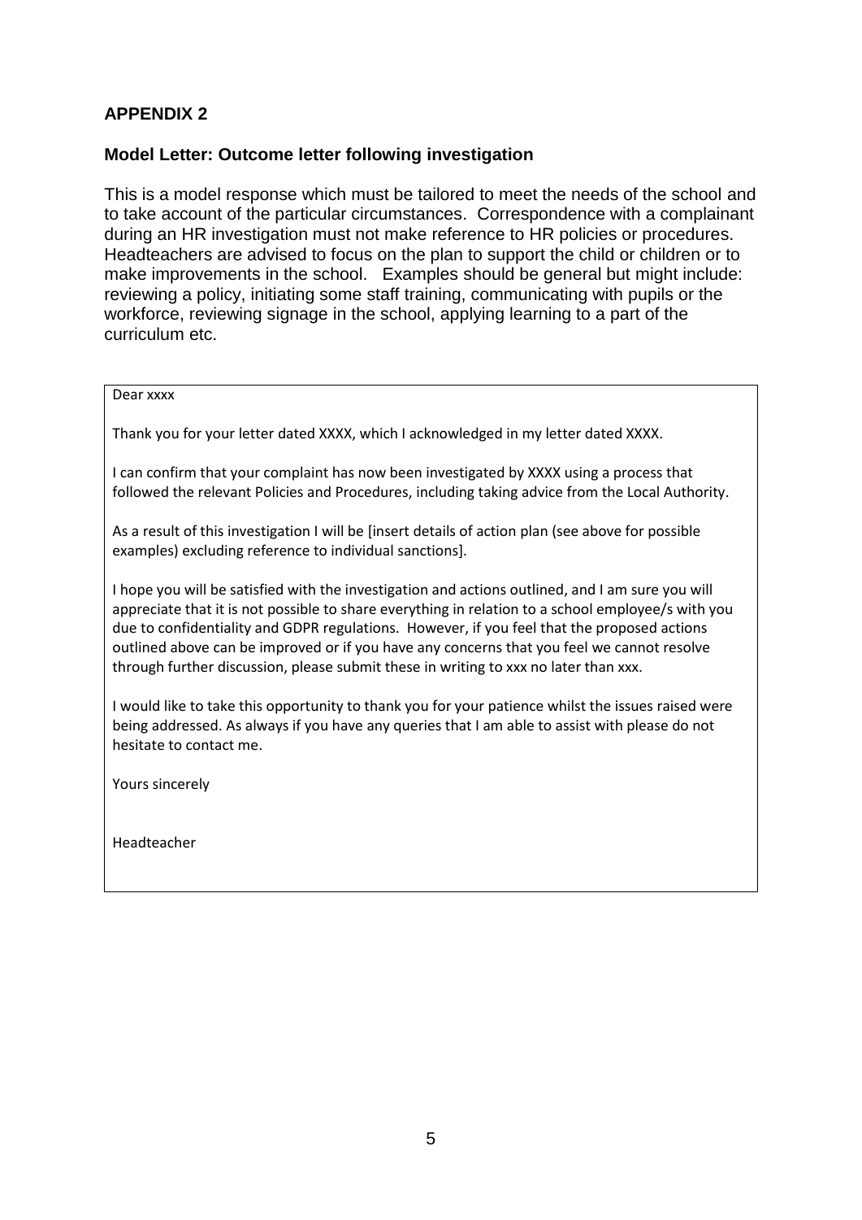## APPENDIX 2

### Model Letter: Outcome letter following investigation

This is a model response which must be tailored to meet the needs of the school and to take account of the particular circumstances. Correspondence with a complainant during an HR investigation must not make reference to HR policies or procedures. Headteachers are advised to focus on the plan to support the child or children or to make improvements in the school. Examples should be general but might include: reviewing a policy, initiating some staff training, communicating with pupils or the workforce, reviewing signage in the school, applying learning to a part of the curriculum etc.

---

Dear xxxx

Thank you for your letter dated XXXX, which I acknowledged in my letter dated XXXX.

I can confirm that your complaint has now been investigated by XXXX using a process that followed the relevant Policies and Procedures, including taking advice from the Local Authority.

As a result of this investigation I will be [insert details of action plan (see above for possible examples) excluding reference to individual sanctions].

I hope you will be satisfied with the investigation and actions outlined, and I am sure you will appreciate that it is not possible to share everything in relation to a school employee/s with you due to confidentiality and GDPR regulations. However, if you feel that the proposed actions outlined above can be improved or if you have any concerns that you feel we cannot resolve through further discussion, please submit these in writing to xxx no later than xxx.

I would like to take this opportunity to thank you for your patience whilst the issues raised were being addressed. As always if you have any queries that I am able to assist with please do not hesitate to contact me.

Yours sincerely

Headteacher

---